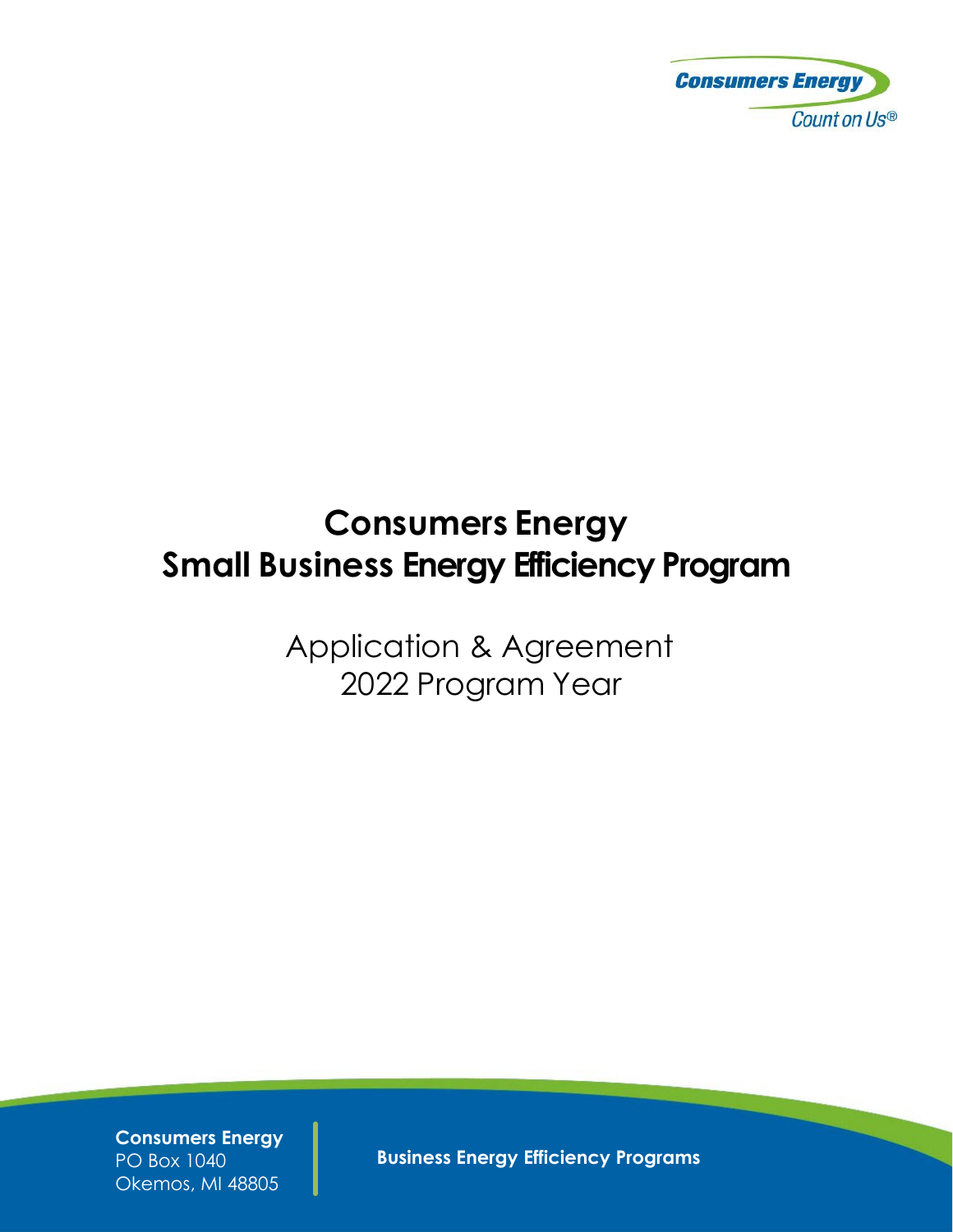Consumers Energy
Count on Us®

# Consumers Energy
# Small Business Energy Efficiency Program

## Application & Agreement
## 2022 Program Year

**Consumers Energy**
PO Box 1040
Okemos, MI 48805

**Business Energy Efficiency Programs**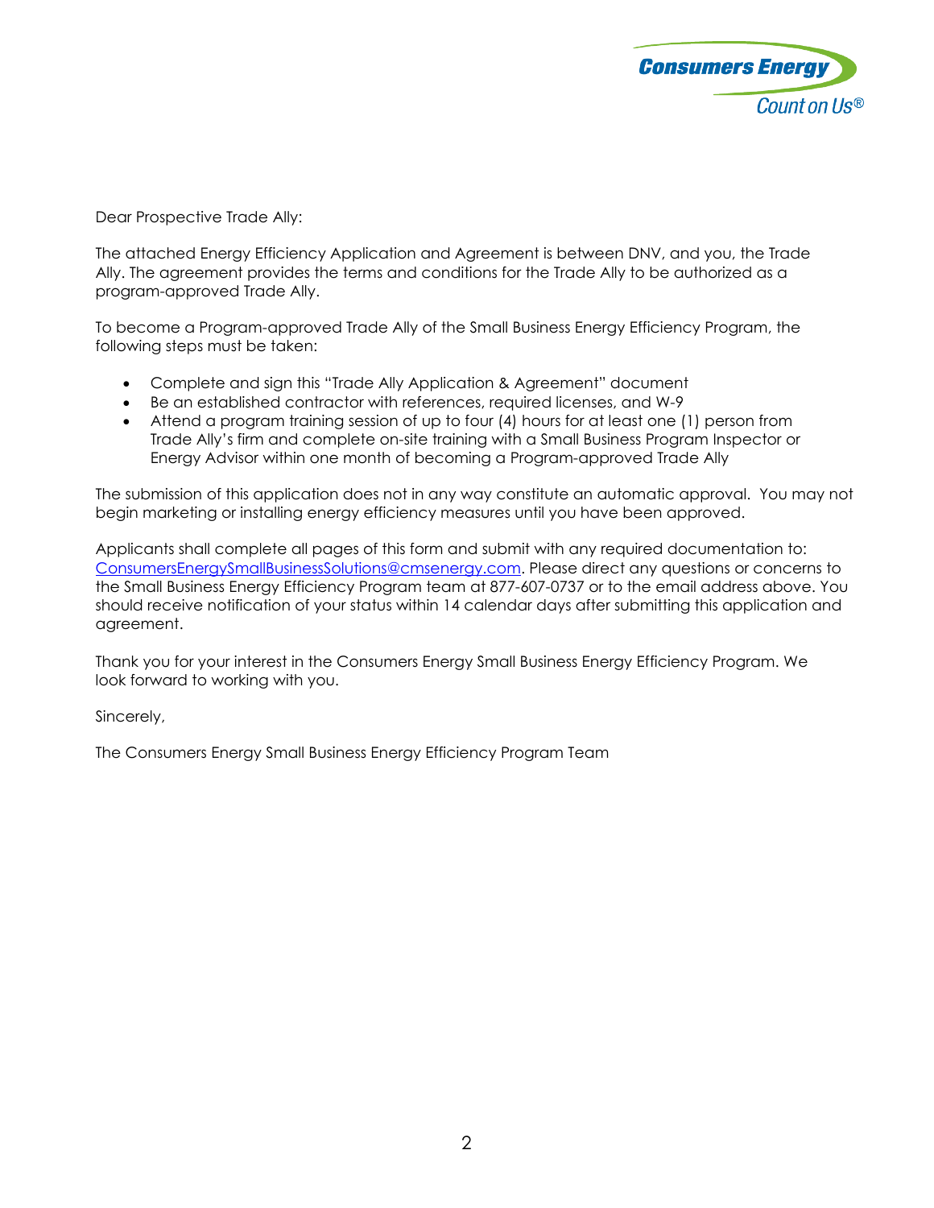Dear Prospective Trade Ally:

The attached Energy Efficiency Application and Agreement is between DNV, and you, the Trade Ally. The agreement provides the terms and conditions for the Trade Ally to be authorized as a program-approved Trade Ally.

To become a Program-approved Trade Ally of the Small Business Energy Efficiency Program, the following steps must be taken:

- Complete and sign this "Trade Ally Application & Agreement" document
- Be an established contractor with references, required licenses, and W-9
- Attend a program training session of up to four (4) hours for at least one (1) person from Trade Ally's firm and complete on-site training with a Small Business Program Inspector or Energy Advisor within one month of becoming a Program-approved Trade Ally

The submission of this application does not in any way constitute an automatic approval. You may not begin marketing or installing energy efficiency measures until you have been approved.

Applicants shall complete all pages of this form and submit with any required documentation to: ConsumersEnergySmallBusinessSolutions@cmsenergy.com. Please direct any questions or concerns to the Small Business Energy Efficiency Program team at 877-607-0737 or to the email address above. You should receive notification of your status within 14 calendar days after submitting this application and agreement.

Thank you for your interest in the Consumers Energy Small Business Energy Efficiency Program. We look forward to working with you.

Sincerely,

The Consumers Energy Small Business Energy Efficiency Program Team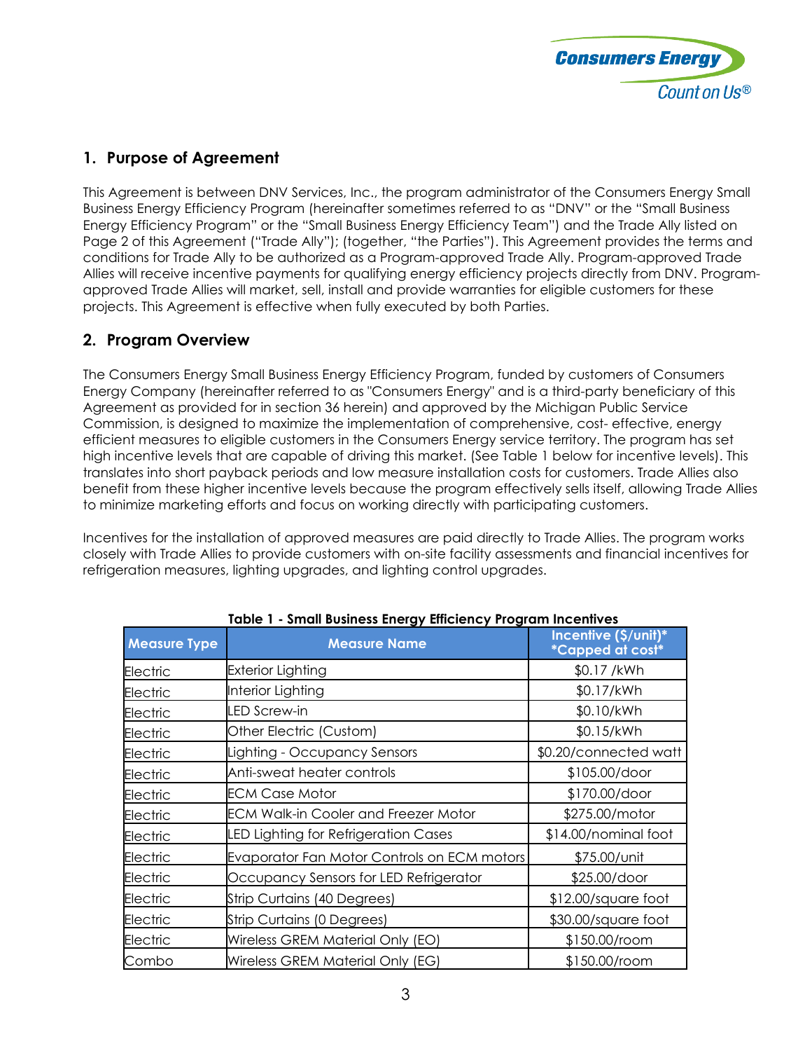## 1. Purpose of Agreement

This Agreement is between DNV Services, Inc., the program administrator of the Consumers Energy Small Business Energy Efficiency Program (hereinafter sometimes referred to as "DNV" or the "Small Business Energy Efficiency Program" or the "Small Business Energy Efficiency Team") and the Trade Ally listed on Page 2 of this Agreement ("Trade Ally"); (together, "the Parties"). This Agreement provides the terms and conditions for Trade Ally to be authorized as a Program-approved Trade Ally. Program-approved Trade Allies will receive incentive payments for qualifying energy efficiency projects directly from DNV. Program-approved Trade Allies will market, sell, install and provide warranties for eligible customers for these projects. This Agreement is effective when fully executed by both Parties.

## 2. Program Overview

The Consumers Energy Small Business Energy Efficiency Program, funded by customers of Consumers Energy Company (hereinafter referred to as "Consumers Energy" and is a third-party beneficiary of this Agreement as provided for in section 36 herein) and approved by the Michigan Public Service Commission, is designed to maximize the implementation of comprehensive, cost- effective, energy efficient measures to eligible customers in the Consumers Energy service territory. The program has set high incentive levels that are capable of driving this market. (See Table 1 below for incentive levels). This translates into short payback periods and low measure installation costs for customers. Trade Allies also benefit from these higher incentive levels because the program effectively sells itself, allowing Trade Allies to minimize marketing efforts and focus on working directly with participating customers.

Incentives for the installation of approved measures are paid directly to Trade Allies. The program works closely with Trade Allies to provide customers with on-site facility assessments and financial incentives for refrigeration measures, lighting upgrades, and lighting control upgrades.

**Table 1 - Small Business Energy Efficiency Program Incentives**

| Measure Type | Measure Name | Incentive ($/unit)* *Capped at cost* |
|---|---|---|
| Electric | Exterior Lighting | $0.17 /kWh |
| Electric | Interior Lighting | $0.17/kWh |
| Electric | LED Screw-in | $0.10/kWh |
| Electric | Other Electric (Custom) | $0.15/kWh |
| Electric | Lighting - Occupancy Sensors | $0.20/connected watt |
| Electric | Anti-sweat heater controls | $105.00/door |
| Electric | ECM Case Motor | $170.00/door |
| Electric | ECM Walk-in Cooler and Freezer Motor | $275.00/motor |
| Electric | LED Lighting for Refrigeration Cases | $14.00/nominal foot |
| Electric | Evaporator Fan Motor Controls on ECM motors | $75.00/unit |
| Electric | Occupancy Sensors for LED Refrigerator | $25.00/door |
| Electric | Strip Curtains (40 Degrees) | $12.00/square foot |
| Electric | Strip Curtains (0 Degrees) | $30.00/square foot |
| Electric | Wireless GREM Material Only (EO) | $150.00/room |
| Combo | Wireless GREM Material Only (EG) | $150.00/room |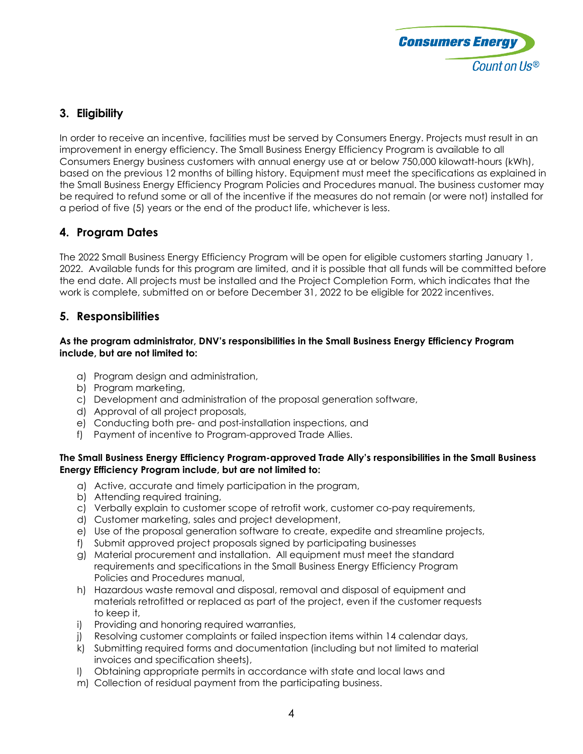## 3. Eligibility

In order to receive an incentive, facilities must be served by Consumers Energy. Projects must result in an improvement in energy efficiency. The Small Business Energy Efficiency Program is available to all Consumers Energy business customers with annual energy use at or below 750,000 kilowatt-hours (kWh), based on the previous 12 months of billing history. Equipment must meet the specifications as explained in the Small Business Energy Efficiency Program Policies and Procedures manual. The business customer may be required to refund some or all of the incentive if the measures do not remain (or were not) installed for a period of five (5) years or the end of the product life, whichever is less.

## 4. Program Dates

The 2022 Small Business Energy Efficiency Program will be open for eligible customers starting January 1, 2022. Available funds for this program are limited, and it is possible that all funds will be committed before the end date. All projects must be installed and the Project Completion Form, which indicates that the work is complete, submitted on or before December 31, 2022 to be eligible for 2022 incentives.

## 5. Responsibilities

**As the program administrator, DNV's responsibilities in the Small Business Energy Efficiency Program include, but are not limited to:**

a) Program design and administration,
b) Program marketing,
c) Development and administration of the proposal generation software,
d) Approval of all project proposals,
e) Conducting both pre- and post-installation inspections, and
f) Payment of incentive to Program-approved Trade Allies.

**The Small Business Energy Efficiency Program-approved Trade Ally's responsibilities in the Small Business Energy Efficiency Program include, but are not limited to:**

a) Active, accurate and timely participation in the program,
b) Attending required training,
c) Verbally explain to customer scope of retrofit work, customer co-pay requirements,
d) Customer marketing, sales and project development,
e) Use of the proposal generation software to create, expedite and streamline projects,
f) Submit approved project proposals signed by participating businesses
g) Material procurement and installation. All equipment must meet the standard requirements and specifications in the Small Business Energy Efficiency Program Policies and Procedures manual,
h) Hazardous waste removal and disposal, removal and disposal of equipment and materials retrofitted or replaced as part of the project, even if the customer requests to keep it,
i) Providing and honoring required warranties,
j) Resolving customer complaints or failed inspection items within 14 calendar days,
k) Submitting required forms and documentation (including but not limited to material invoices and specification sheets),
l) Obtaining appropriate permits in accordance with state and local laws and
m) Collection of residual payment from the participating business.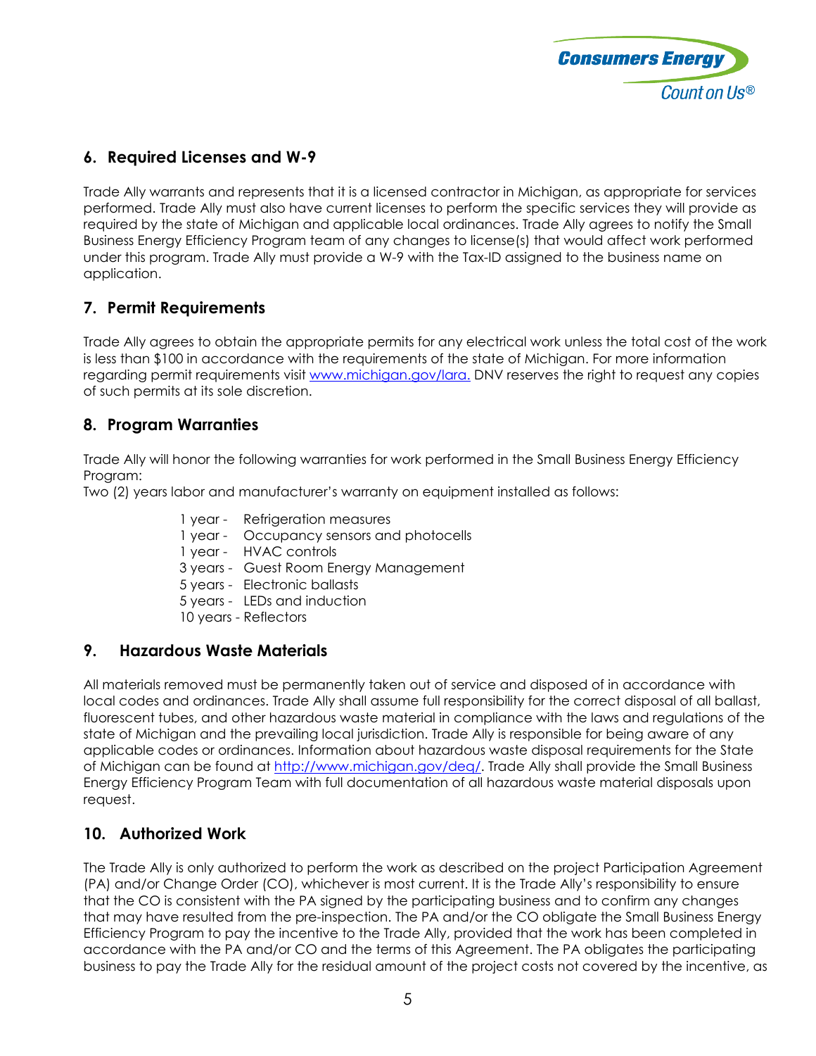## 6. Required Licenses and W-9

Trade Ally warrants and represents that it is a licensed contractor in Michigan, as appropriate for services performed. Trade Ally must also have current licenses to perform the specific services they will provide as required by the state of Michigan and applicable local ordinances. Trade Ally agrees to notify the Small Business Energy Efficiency Program team of any changes to license(s) that would affect work performed under this program. Trade Ally must provide a W-9 with the Tax-ID assigned to the business name on application.

## 7. Permit Requirements

Trade Ally agrees to obtain the appropriate permits for any electrical work unless the total cost of the work is less than $100 in accordance with the requirements of the state of Michigan. For more information regarding permit requirements visit [www.michigan.gov/lara.](http://www.michigan.gov/lara) DNV reserves the right to request any copies of such permits at its sole discretion.

## 8. Program Warranties

Trade Ally will honor the following warranties for work performed in the Small Business Energy Efficiency Program:

Two (2) years labor and manufacturer's warranty on equipment installed as follows:

- 1 year - Refrigeration measures
- 1 year - Occupancy sensors and photocells
- 1 year - HVAC controls
- 3 years - Guest Room Energy Management
- 5 years - Electronic ballasts
- 5 years - LEDs and induction
- 10 years - Reflectors

## 9. Hazardous Waste Materials

All materials removed must be permanently taken out of service and disposed of in accordance with local codes and ordinances. Trade Ally shall assume full responsibility for the correct disposal of all ballast, fluorescent tubes, and other hazardous waste material in compliance with the laws and regulations of the state of Michigan and the prevailing local jurisdiction. Trade Ally is responsible for being aware of any applicable codes or ordinances. Information about hazardous waste disposal requirements for the State of Michigan can be found at [http://www.michigan.gov/deq/](http://www.michigan.gov/deq/). Trade Ally shall provide the Small Business Energy Efficiency Program Team with full documentation of all hazardous waste material disposals upon request.

## 10. Authorized Work

The Trade Ally is only authorized to perform the work as described on the project Participation Agreement (PA) and/or Change Order (CO), whichever is most current. It is the Trade Ally's responsibility to ensure that the CO is consistent with the PA signed by the participating business and to confirm any changes that may have resulted from the pre-inspection. The PA and/or the CO obligate the Small Business Energy Efficiency Program to pay the incentive to the Trade Ally, provided that the work has been completed in accordance with the PA and/or CO and the terms of this Agreement. The PA obligates the participating business to pay the Trade Ally for the residual amount of the project costs not covered by the incentive, as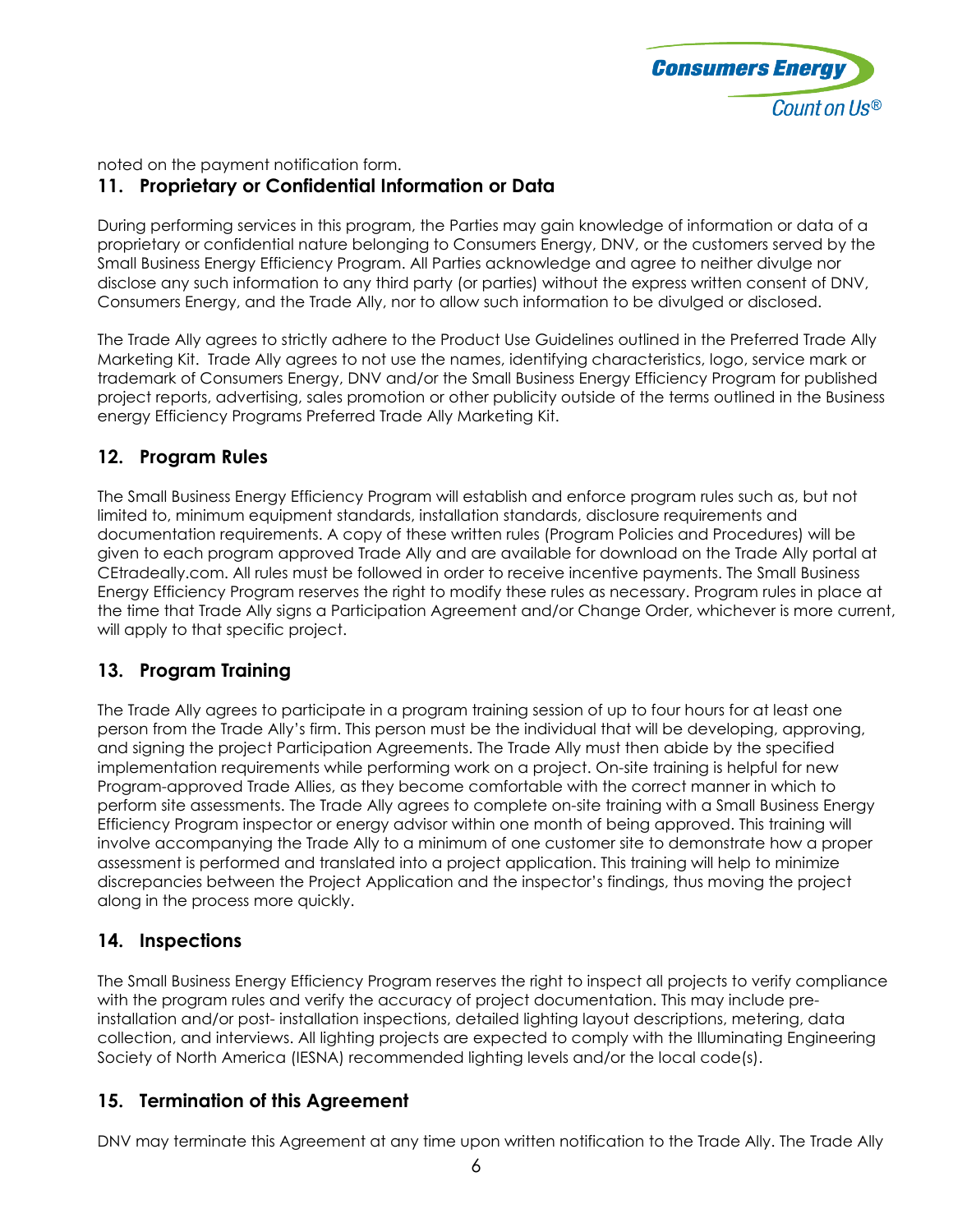noted on the payment notification form.

## 11. Proprietary or Confidential Information or Data

During performing services in this program, the Parties may gain knowledge of information or data of a proprietary or confidential nature belonging to Consumers Energy, DNV, or the customers served by the Small Business Energy Efficiency Program. All Parties acknowledge and agree to neither divulge nor disclose any such information to any third party (or parties) without the express written consent of DNV, Consumers Energy, and the Trade Ally, nor to allow such information to be divulged or disclosed.

The Trade Ally agrees to strictly adhere to the Product Use Guidelines outlined in the Preferred Trade Ally Marketing Kit. Trade Ally agrees to not use the names, identifying characteristics, logo, service mark or trademark of Consumers Energy, DNV and/or the Small Business Energy Efficiency Program for published project reports, advertising, sales promotion or other publicity outside of the terms outlined in the Business energy Efficiency Programs Preferred Trade Ally Marketing Kit.

## 12. Program Rules

The Small Business Energy Efficiency Program will establish and enforce program rules such as, but not limited to, minimum equipment standards, installation standards, disclosure requirements and documentation requirements. A copy of these written rules (Program Policies and Procedures) will be given to each program approved Trade Ally and are available for download on the Trade Ally portal at CEtradeally.com. All rules must be followed in order to receive incentive payments. The Small Business Energy Efficiency Program reserves the right to modify these rules as necessary. Program rules in place at the time that Trade Ally signs a Participation Agreement and/or Change Order, whichever is more current, will apply to that specific project.

## 13. Program Training

The Trade Ally agrees to participate in a program training session of up to four hours for at least one person from the Trade Ally's firm. This person must be the individual that will be developing, approving, and signing the project Participation Agreements. The Trade Ally must then abide by the specified implementation requirements while performing work on a project. On-site training is helpful for new Program-approved Trade Allies, as they become comfortable with the correct manner in which to perform site assessments. The Trade Ally agrees to complete on-site training with a Small Business Energy Efficiency Program inspector or energy advisor within one month of being approved. This training will involve accompanying the Trade Ally to a minimum of one customer site to demonstrate how a proper assessment is performed and translated into a project application. This training will help to minimize discrepancies between the Project Application and the inspector's findings, thus moving the project along in the process more quickly.

## 14. Inspections

The Small Business Energy Efficiency Program reserves the right to inspect all projects to verify compliance with the program rules and verify the accuracy of project documentation. This may include pre-installation and/or post- installation inspections, detailed lighting layout descriptions, metering, data collection, and interviews. All lighting projects are expected to comply with the Illuminating Engineering Society of North America (IESNA) recommended lighting levels and/or the local code(s).

## 15. Termination of this Agreement

DNV may terminate this Agreement at any time upon written notification to the Trade Ally. The Trade Ally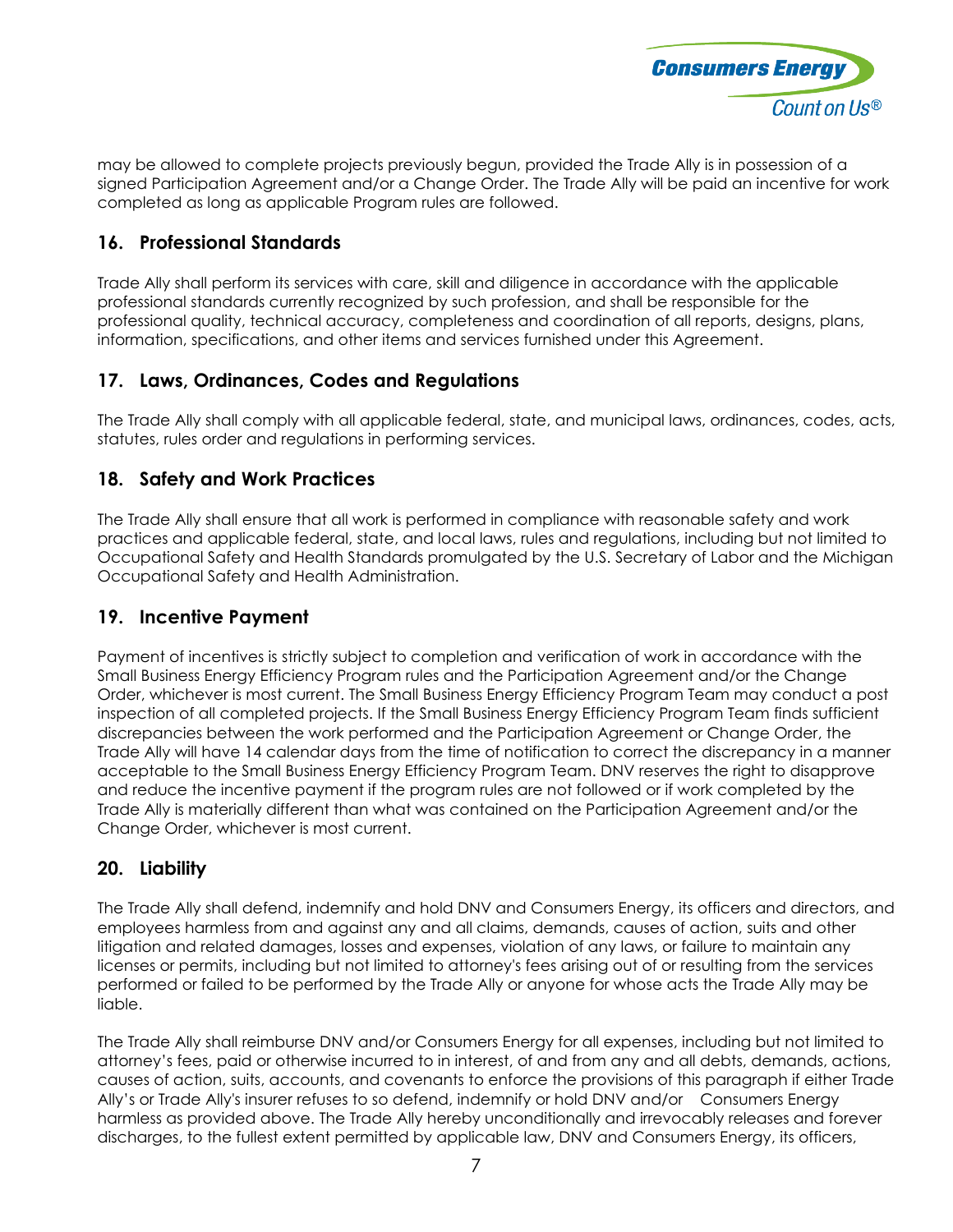may be allowed to complete projects previously begun, provided the Trade Ally is in possession of a signed Participation Agreement and/or a Change Order. The Trade Ally will be paid an incentive for work completed as long as applicable Program rules are followed.

## 16. Professional Standards

Trade Ally shall perform its services with care, skill and diligence in accordance with the applicable professional standards currently recognized by such profession, and shall be responsible for the professional quality, technical accuracy, completeness and coordination of all reports, designs, plans, information, specifications, and other items and services furnished under this Agreement.

## 17. Laws, Ordinances, Codes and Regulations

The Trade Ally shall comply with all applicable federal, state, and municipal laws, ordinances, codes, acts, statutes, rules order and regulations in performing services.

## 18. Safety and Work Practices

The Trade Ally shall ensure that all work is performed in compliance with reasonable safety and work practices and applicable federal, state, and local laws, rules and regulations, including but not limited to Occupational Safety and Health Standards promulgated by the U.S. Secretary of Labor and the Michigan Occupational Safety and Health Administration.

## 19. Incentive Payment

Payment of incentives is strictly subject to completion and verification of work in accordance with the Small Business Energy Efficiency Program rules and the Participation Agreement and/or the Change Order, whichever is most current. The Small Business Energy Efficiency Program Team may conduct a post inspection of all completed projects. If the Small Business Energy Efficiency Program Team finds sufficient discrepancies between the work performed and the Participation Agreement or Change Order, the Trade Ally will have 14 calendar days from the time of notification to correct the discrepancy in a manner acceptable to the Small Business Energy Efficiency Program Team. DNV reserves the right to disapprove and reduce the incentive payment if the program rules are not followed or if work completed by the Trade Ally is materially different than what was contained on the Participation Agreement and/or the Change Order, whichever is most current.

## 20. Liability

The Trade Ally shall defend, indemnify and hold DNV and Consumers Energy, its officers and directors, and employees harmless from and against any and all claims, demands, causes of action, suits and other litigation and related damages, losses and expenses, violation of any laws, or failure to maintain any licenses or permits, including but not limited to attorney's fees arising out of or resulting from the services performed or failed to be performed by the Trade Ally or anyone for whose acts the Trade Ally may be liable.

The Trade Ally shall reimburse DNV and/or Consumers Energy for all expenses, including but not limited to attorney's fees, paid or otherwise incurred to in interest, of and from any and all debts, demands, actions, causes of action, suits, accounts, and covenants to enforce the provisions of this paragraph if either Trade Ally's or Trade Ally's insurer refuses to so defend, indemnify or hold DNV and/or Consumers Energy harmless as provided above. The Trade Ally hereby unconditionally and irrevocably releases and forever discharges, to the fullest extent permitted by applicable law, DNV and Consumers Energy, its officers,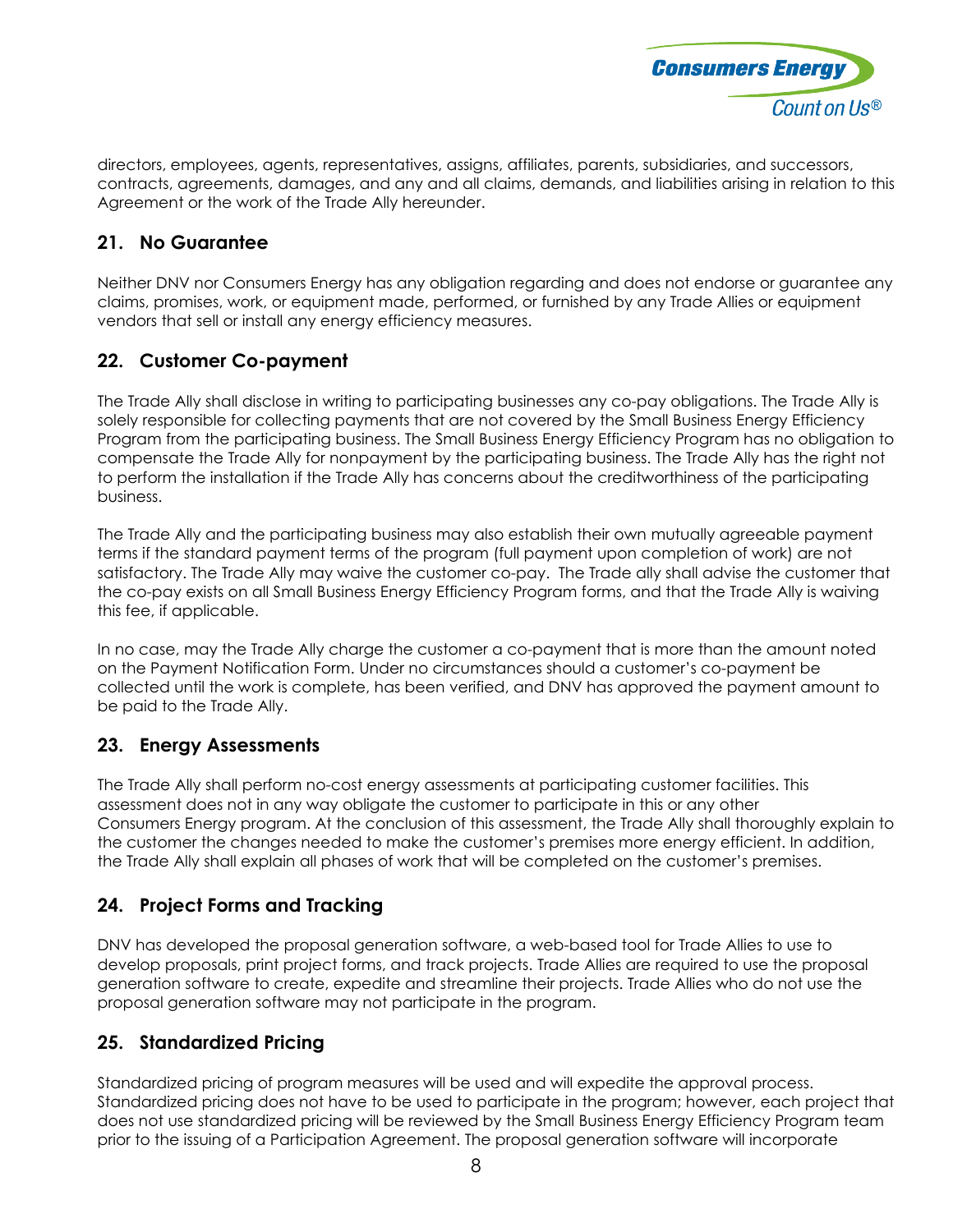directors, employees, agents, representatives, assigns, affiliates, parents, subsidiaries, and successors, contracts, agreements, damages, and any and all claims, demands, and liabilities arising in relation to this Agreement or the work of the Trade Ally hereunder.

## 21. No Guarantee

Neither DNV nor Consumers Energy has any obligation regarding and does not endorse or guarantee any claims, promises, work, or equipment made, performed, or furnished by any Trade Allies or equipment vendors that sell or install any energy efficiency measures.

## 22. Customer Co-payment

The Trade Ally shall disclose in writing to participating businesses any co-pay obligations. The Trade Ally is solely responsible for collecting payments that are not covered by the Small Business Energy Efficiency Program from the participating business. The Small Business Energy Efficiency Program has no obligation to compensate the Trade Ally for nonpayment by the participating business. The Trade Ally has the right not to perform the installation if the Trade Ally has concerns about the creditworthiness of the participating business.

The Trade Ally and the participating business may also establish their own mutually agreeable payment terms if the standard payment terms of the program (full payment upon completion of work) are not satisfactory. The Trade Ally may waive the customer co-pay. The Trade ally shall advise the customer that the co-pay exists on all Small Business Energy Efficiency Program forms, and that the Trade Ally is waiving this fee, if applicable.

In no case, may the Trade Ally charge the customer a co-payment that is more than the amount noted on the Payment Notification Form. Under no circumstances should a customer's co-payment be collected until the work is complete, has been verified, and DNV has approved the payment amount to be paid to the Trade Ally.

## 23. Energy Assessments

The Trade Ally shall perform no-cost energy assessments at participating customer facilities. This assessment does not in any way obligate the customer to participate in this or any other Consumers Energy program. At the conclusion of this assessment, the Trade Ally shall thoroughly explain to the customer the changes needed to make the customer's premises more energy efficient. In addition, the Trade Ally shall explain all phases of work that will be completed on the customer's premises.

## 24. Project Forms and Tracking

DNV has developed the proposal generation software, a web-based tool for Trade Allies to use to develop proposals, print project forms, and track projects. Trade Allies are required to use the proposal generation software to create, expedite and streamline their projects. Trade Allies who do not use the proposal generation software may not participate in the program.

## 25. Standardized Pricing

Standardized pricing of program measures will be used and will expedite the approval process. Standardized pricing does not have to be used to participate in the program; however, each project that does not use standardized pricing will be reviewed by the Small Business Energy Efficiency Program team prior to the issuing of a Participation Agreement. The proposal generation software will incorporate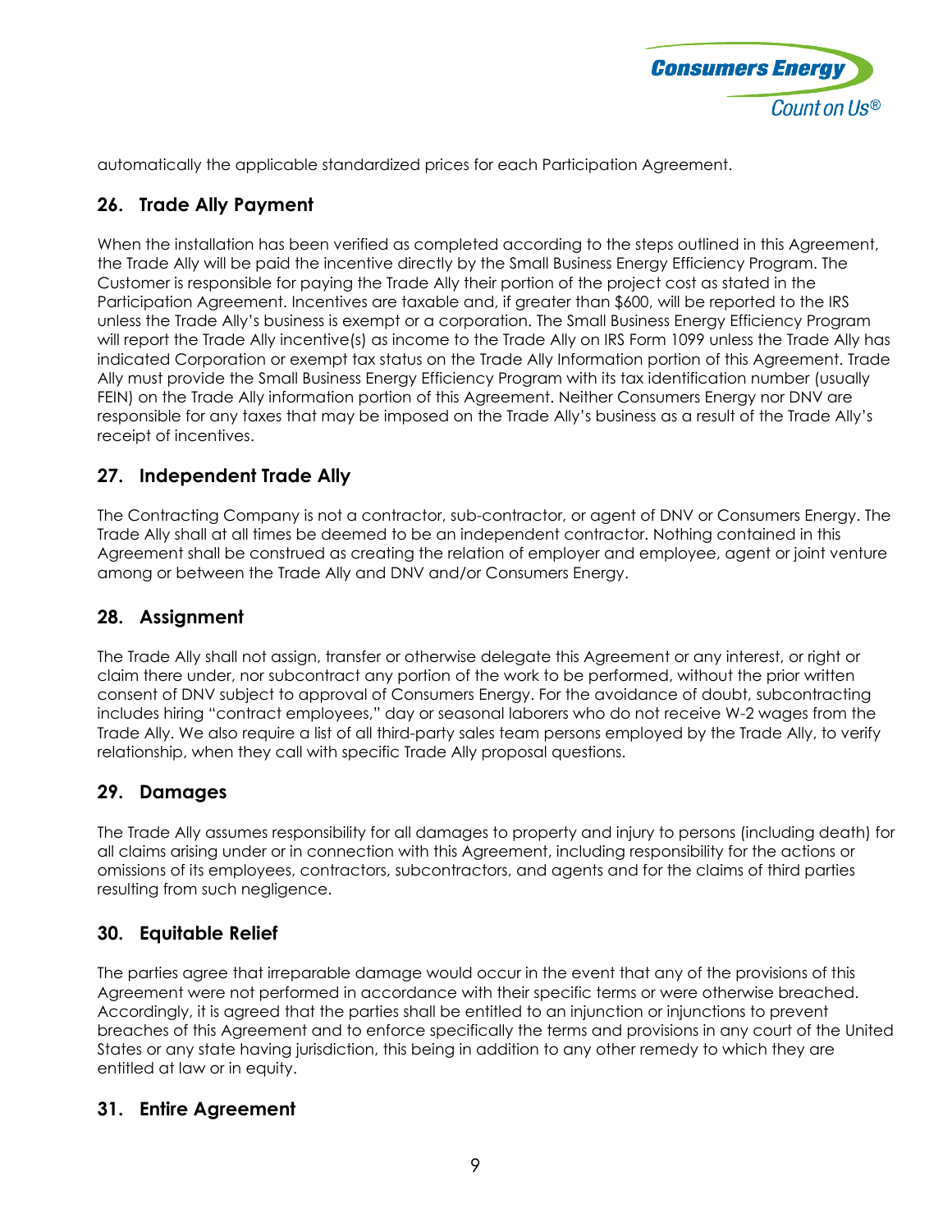automatically the applicable standardized prices for each Participation Agreement.

## 26. Trade Ally Payment

When the installation has been verified as completed according to the steps outlined in this Agreement, the Trade Ally will be paid the incentive directly by the Small Business Energy Efficiency Program. The Customer is responsible for paying the Trade Ally their portion of the project cost as stated in the Participation Agreement. Incentives are taxable and, if greater than $600, will be reported to the IRS unless the Trade Ally's business is exempt or a corporation. The Small Business Energy Efficiency Program will report the Trade Ally incentive(s) as income to the Trade Ally on IRS Form 1099 unless the Trade Ally has indicated Corporation or exempt tax status on the Trade Ally Information portion of this Agreement. Trade Ally must provide the Small Business Energy Efficiency Program with its tax identification number (usually FEIN) on the Trade Ally information portion of this Agreement. Neither Consumers Energy nor DNV are responsible for any taxes that may be imposed on the Trade Ally's business as a result of the Trade Ally's receipt of incentives.

## 27. Independent Trade Ally

The Contracting Company is not a contractor, sub-contractor, or agent of DNV or Consumers Energy. The Trade Ally shall at all times be deemed to be an independent contractor. Nothing contained in this Agreement shall be construed as creating the relation of employer and employee, agent or joint venture among or between the Trade Ally and DNV and/or Consumers Energy.

## 28. Assignment

The Trade Ally shall not assign, transfer or otherwise delegate this Agreement or any interest, or right or claim there under, nor subcontract any portion of the work to be performed, without the prior written consent of DNV subject to approval of Consumers Energy. For the avoidance of doubt, subcontracting includes hiring "contract employees," day or seasonal laborers who do not receive W-2 wages from the Trade Ally. We also require a list of all third-party sales team persons employed by the Trade Ally, to verify relationship, when they call with specific Trade Ally proposal questions.

## 29. Damages

The Trade Ally assumes responsibility for all damages to property and injury to persons (including death) for all claims arising under or in connection with this Agreement, including responsibility for the actions or omissions of its employees, contractors, subcontractors, and agents and for the claims of third parties resulting from such negligence.

## 30. Equitable Relief

The parties agree that irreparable damage would occur in the event that any of the provisions of this Agreement were not performed in accordance with their specific terms or were otherwise breached. Accordingly, it is agreed that the parties shall be entitled to an injunction or injunctions to prevent breaches of this Agreement and to enforce specifically the terms and provisions in any court of the United States or any state having jurisdiction, this being in addition to any other remedy to which they are entitled at law or in equity.

## 31. Entire Agreement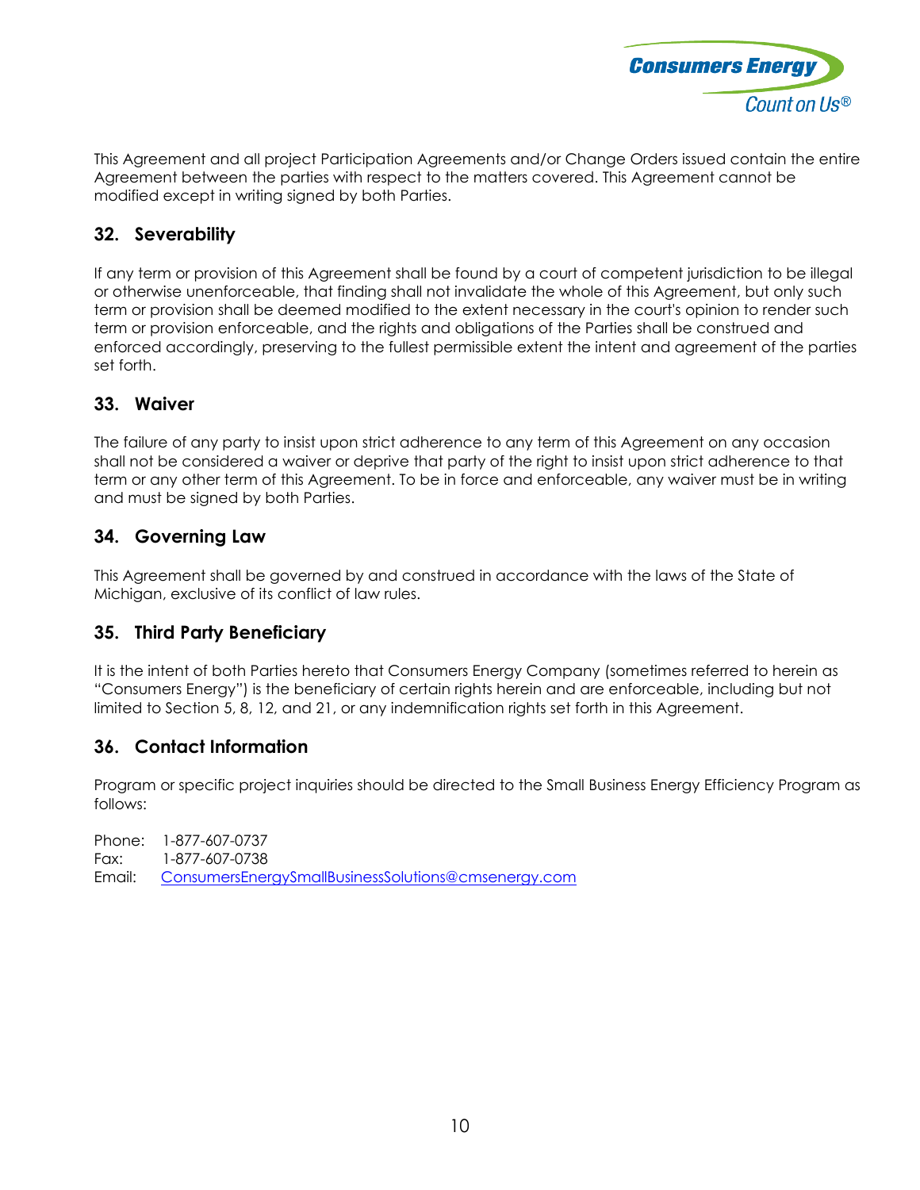This Agreement and all project Participation Agreements and/or Change Orders issued contain the entire Agreement between the parties with respect to the matters covered. This Agreement cannot be modified except in writing signed by both Parties.

## 32. Severability

If any term or provision of this Agreement shall be found by a court of competent jurisdiction to be illegal or otherwise unenforceable, that finding shall not invalidate the whole of this Agreement, but only such term or provision shall be deemed modified to the extent necessary in the court's opinion to render such term or provision enforceable, and the rights and obligations of the Parties shall be construed and enforced accordingly, preserving to the fullest permissible extent the intent and agreement of the parties set forth.

## 33. Waiver

The failure of any party to insist upon strict adherence to any term of this Agreement on any occasion shall not be considered a waiver or deprive that party of the right to insist upon strict adherence to that term or any other term of this Agreement. To be in force and enforceable, any waiver must be in writing and must be signed by both Parties.

## 34. Governing Law

This Agreement shall be governed by and construed in accordance with the laws of the State of Michigan, exclusive of its conflict of law rules.

## 35. Third Party Beneficiary

It is the intent of both Parties hereto that Consumers Energy Company (sometimes referred to herein as "Consumers Energy") is the beneficiary of certain rights herein and are enforceable, including but not limited to Section 5, 8, 12, and 21, or any indemnification rights set forth in this Agreement.

## 36. Contact Information

Program or specific project inquiries should be directed to the Small Business Energy Efficiency Program as follows:

Phone: 1-877-607-0737
Fax: 1-877-607-0738
Email: ConsumersEnergySmallBusinessSolutions@cmsenergy.com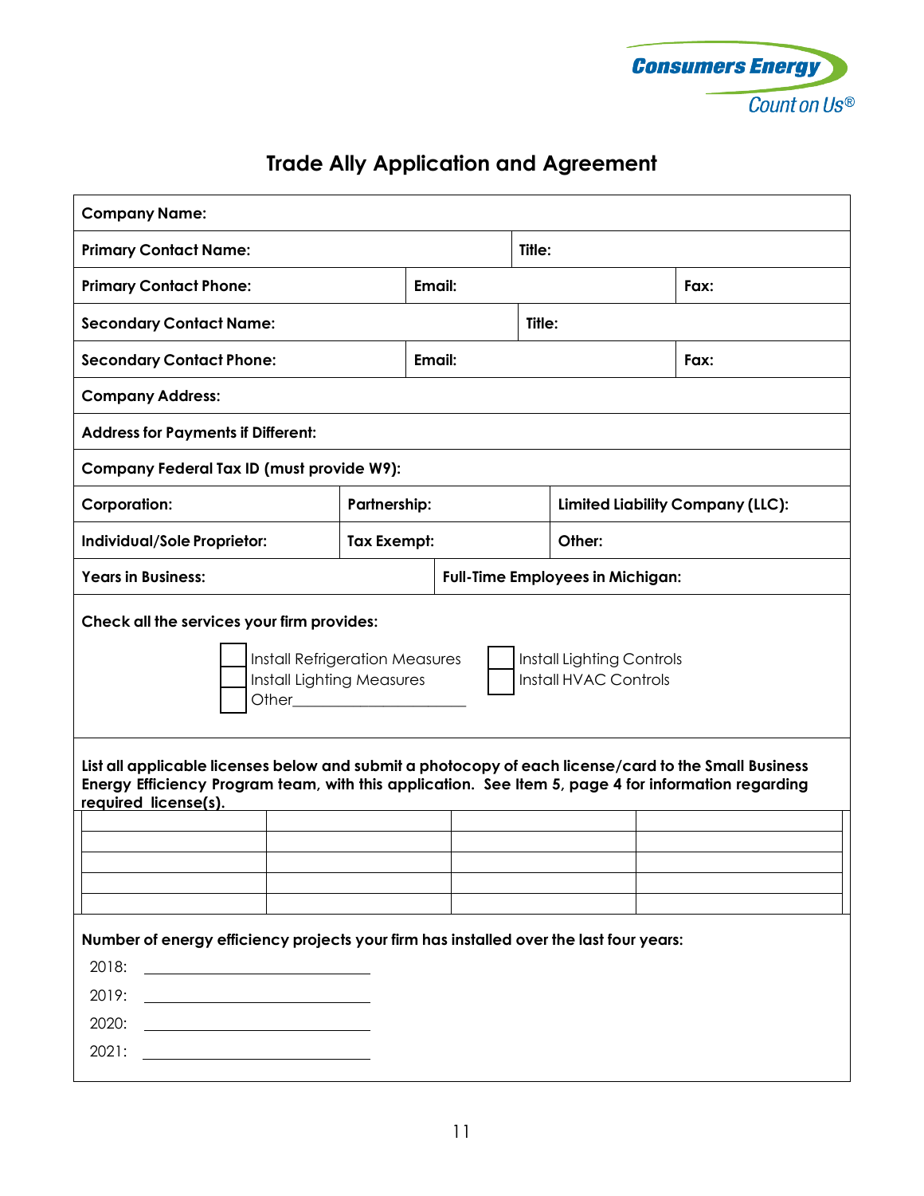Consumers Energy
Count on Us®

# Trade Ally Application and Agreement

| | | | | | |
|---|---|---|---|---|---|
| **Company Name:** | | | | | |
| **Primary Contact Name:** | | | **Title:** | | |
| **Primary Contact Phone:** | | **Email:** | | | **Fax:** |
| **Secondary Contact Name:** | | | **Title:** | | |
| **Secondary Contact Phone:** | | **Email:** | | | **Fax:** |
| **Company Address:** | | | | | |
| **Address for Payments if Different:** | | | | | |
| **Company Federal Tax ID (must provide W9):** | | | | | |
| **Corporation:** | **Partnership:** | | **Limited Liability Company (LLC):** | | |
| **Individual/Sole Proprietor:** | **Tax Exempt:** | | **Other:** | | |
| **Years in Business:** | | **Full-Time Employees in Michigan:** | | | |

**Check all the services your firm provides:**

- ☐ Install Refrigeration Measures
- ☐ Install Lighting Measures
- ☐ Other____________________
- ☐ Install Lighting Controls
- ☐ Install HVAC Controls

**List all applicable licenses below and submit a photocopy of each license/card to the Small Business Energy Efficiency Program team, with this application. See Item 5, page 4 for information regarding required license(s).**

| | | | |
|---|---|---|---|
| | | | |
| | | | |
| | | | |
| | | | |
| | | | |

**Number of energy efficiency projects your firm has installed over the last four years:**

2018: ____________________

2019: ____________________

2020: ____________________

2021: ____________________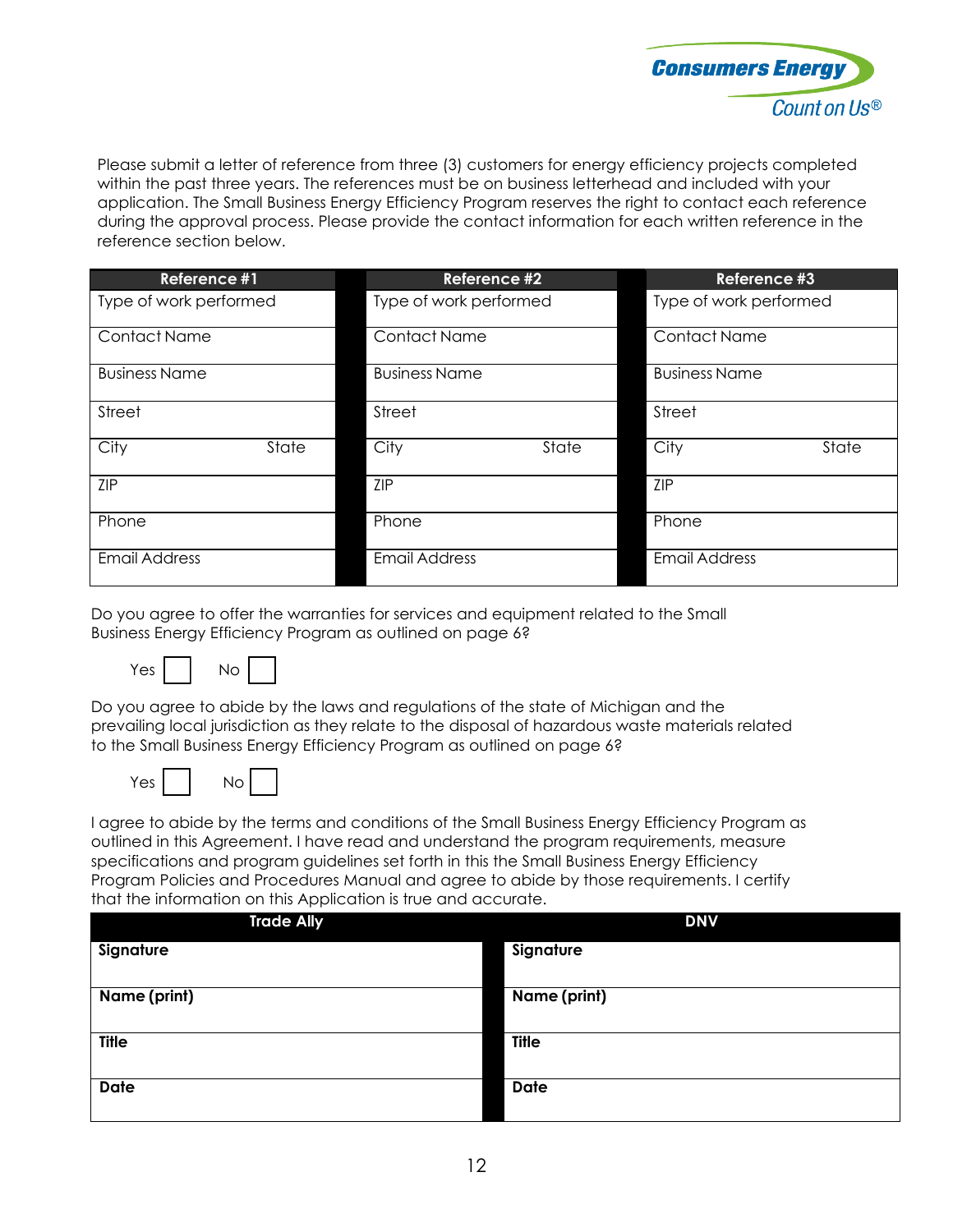Please submit a letter of reference from three (3) customers for energy efficiency projects completed within the past three years. The references must be on business letterhead and included with your application. The Small Business Energy Efficiency Program reserves the right to contact each reference during the approval process. Please provide the contact information for each written reference in the reference section below.

| Reference #1 | Reference #2 | Reference #3 |
|---|---|---|
| Type of work performed | Type of work performed | Type of work performed |
| Contact Name | Contact Name | Contact Name |
| Business Name | Business Name | Business Name |
| Street | Street | Street |
| City State | City State | City State |
| ZIP | ZIP | ZIP |
| Phone | Phone | Phone |
| Email Address | Email Address | Email Address |

Do you agree to offer the warranties for services and equipment related to the Small Business Energy Efficiency Program as outlined on page 6?

Yes ☐ No ☐

Do you agree to abide by the laws and regulations of the state of Michigan and the prevailing local jurisdiction as they relate to the disposal of hazardous waste materials related to the Small Business Energy Efficiency Program as outlined on page 6?

Yes ☐ No ☐

I agree to abide by the terms and conditions of the Small Business Energy Efficiency Program as outlined in this Agreement. I have read and understand the program requirements, measure specifications and program guidelines set forth in this the Small Business Energy Efficiency Program Policies and Procedures Manual and agree to abide by those requirements. I certify that the information on this Application is true and accurate.

| Trade Ally | DNV |
|---|---|
| **Signature** | **Signature** |
| **Name (print)** | **Name (print)** |
| **Title** | **Title** |
| **Date** | **Date** |